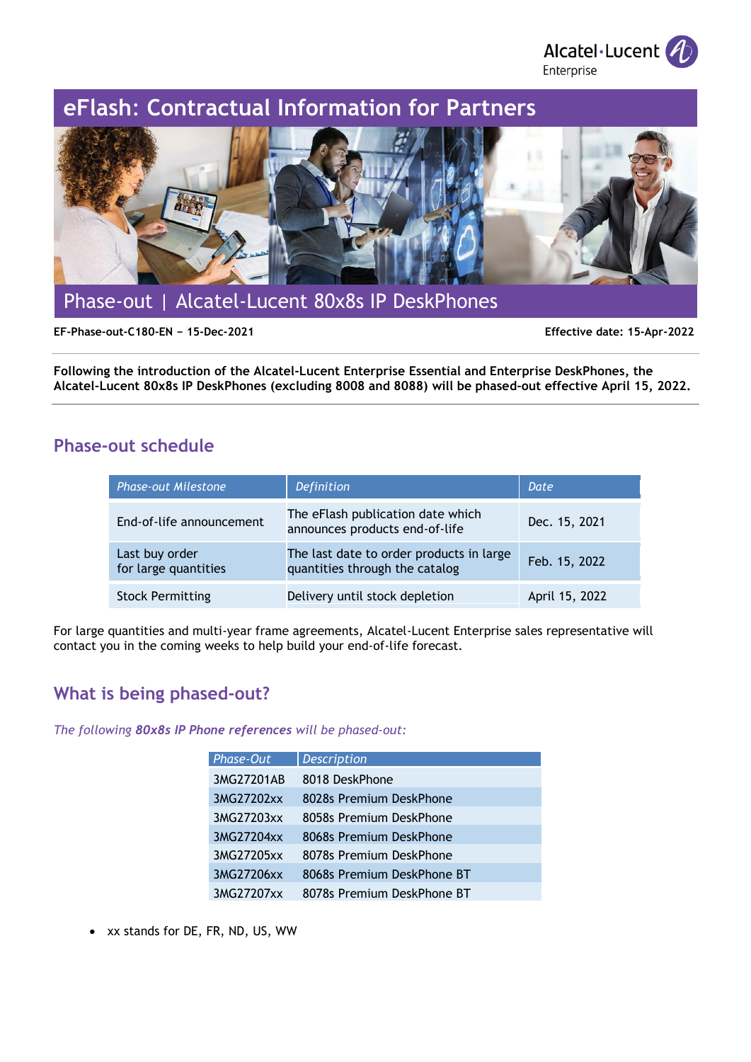Alcatel·Lucent Enterprise

# eFlash: Contractual Information for Partners

## Phase-out | Alcatel-Lucent 80x8s IP DeskPhones

**EF-Phase-out-C180-EN – 15-Dec-2021** **Effective date: 15-Apr-2022**

**Following the introduction of the Alcatel-Lucent Enterprise Essential and Enterprise DeskPhones, the Alcatel-Lucent 80x8s IP DeskPhones (excluding 8008 and 8088) will be phased-out effective April 15, 2022.**

## Phase-out schedule

| *Phase-out Milestone* | *Definition* | *Date* |
|---|---|---|
| End-of-life announcement | The eFlash publication date which announces products end-of-life | Dec. 15, 2021 |
| Last buy order for large quantities | The last date to order products in large quantities through the catalog | Feb. 15, 2022 |
| Stock Permitting | Delivery until stock depletion | April 15, 2022 |

For large quantities and multi-year frame agreements, Alcatel-Lucent Enterprise sales representative will contact you in the coming weeks to help build your end-of-life forecast.

## What is being phased-out?

*The following **80x8s IP Phone references** will be phased-out:*

| *Phase-Out* | *Description* |
|---|---|
| 3MG27201AB | 8018 DeskPhone |
| 3MG27202xx | 8028s Premium DeskPhone |
| 3MG27203xx | 8058s Premium DeskPhone |
| 3MG27204xx | 8068s Premium DeskPhone |
| 3MG27205xx | 8078s Premium DeskPhone |
| 3MG27206xx | 8068s Premium DeskPhone BT |
| 3MG27207xx | 8078s Premium DeskPhone BT |

- xx stands for DE, FR, ND, US, WW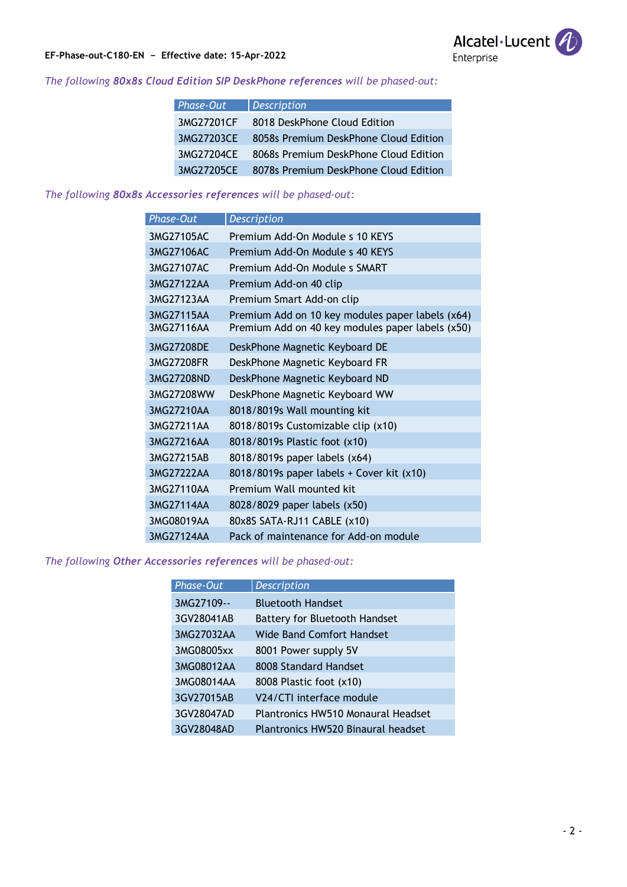*The following **80x8s Cloud Edition SIP DeskPhone references** will be phased-out:*

| Phase-Out | Description |
|---|---|
| 3MG27201CF | 8018 DeskPhone Cloud Edition |
| 3MG27203CE | 8058s Premium DeskPhone Cloud Edition |
| 3MG27204CE | 8068s Premium DeskPhone Cloud Edition |
| 3MG27205CE | 8078s Premium DeskPhone Cloud Edition |

*The following **80x8s Accessories references** will be phased-out:*

| Phase-Out | Description |
|---|---|
| 3MG27105AC | Premium Add-On Module s 10 KEYS |
| 3MG27106AC | Premium Add-On Module s 40 KEYS |
| 3MG27107AC | Premium Add-On Module s SMART |
| 3MG27122AA | Premium Add-on 40 clip |
| 3MG27123AA | Premium Smart Add-on clip |
| 3MG27115AA<br>3MG27116AA | Premium Add on 10 key modules paper labels (x64)<br>Premium Add on 40 key modules paper labels (x50) |
| 3MG27208DE | DeskPhone Magnetic Keyboard DE |
| 3MG27208FR | DeskPhone Magnetic Keyboard FR |
| 3MG27208ND | DeskPhone Magnetic Keyboard ND |
| 3MG27208WW | DeskPhone Magnetic Keyboard WW |
| 3MG27210AA | 8018/8019s Wall mounting kit |
| 3MG27211AA | 8018/8019s Customizable clip (x10) |
| 3MG27216AA | 8018/8019s Plastic foot (x10) |
| 3MG27215AB | 8018/8019s paper labels (x64) |
| 3MG27222AA | 8018/8019s paper labels + Cover kit (x10) |
| 3MG27110AA | Premium Wall mounted kit |
| 3MG27114AA | 8028/8029 paper labels (x50) |
| 3MG08019AA | 80x8S SATA-RJ11 CABLE (x10) |
| 3MG27124AA | Pack of maintenance for Add-on module |

*The following **Other Accessories references** will be phased-out:*

| Phase-Out | Description |
|---|---|
| 3MG27109-- | Bluetooth Handset |
| 3GV28041AB | Battery for Bluetooth Handset |
| 3MG27032AA | Wide Band Comfort Handset |
| 3MG08005xx | 8001 Power supply 5V |
| 3MG08012AA | 8008 Standard Handset |
| 3MG08014AA | 8008 Plastic foot (x10) |
| 3GV27015AB | V24/CTI interface module |
| 3GV28047AD | Plantronics HW510 Monaural Headset |
| 3GV28048AD | Plantronics HW520 Binaural headset |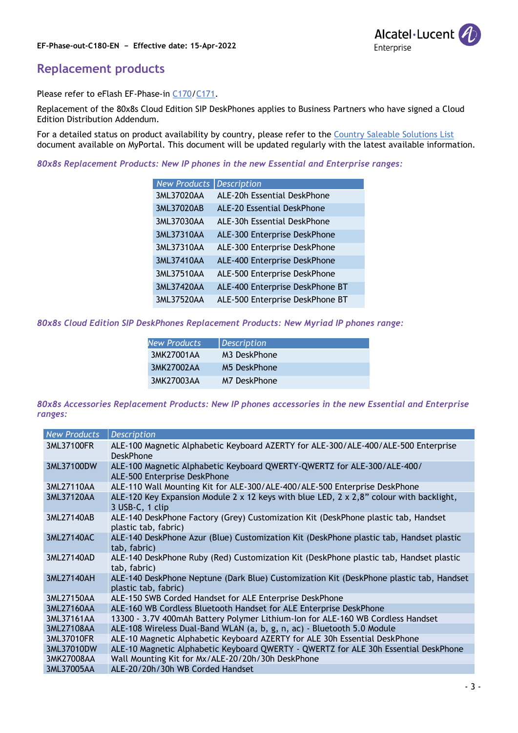## Replacement products

Please refer to eFlash EF-Phase-in C170/C171.

Replacement of the 80x8s Cloud Edition SIP DeskPhones applies to Business Partners who have signed a Cloud Edition Distribution Addendum.

For a detailed status on product availability by country, please refer to the Country Saleable Solutions List document available on MyPortal. This document will be updated regularly with the latest available information.

*80x8s Replacement Products: New IP phones in the new Essential and Enterprise ranges:*

| New Products | Description |
|---|---|
| 3ML37020AA | ALE-20h Essential DeskPhone |
| 3ML37020AB | ALE-20 Essential DeskPhone |
| 3ML37030AA | ALE-30h Essential DeskPhone |
| 3ML37310AA | ALE-300 Enterprise DeskPhone |
| 3ML37310AA | ALE-300 Enterprise DeskPhone |
| 3ML37410AA | ALE-400 Enterprise DeskPhone |
| 3ML37510AA | ALE-500 Enterprise DeskPhone |
| 3ML37420AA | ALE-400 Enterprise DeskPhone BT |
| 3ML37520AA | ALE-500 Enterprise DeskPhone BT |

*80x8s Cloud Edition SIP DeskPhones Replacement Products: New Myriad IP phones range:*

| New Products | Description |
|---|---|
| 3MK27001AA | M3 DeskPhone |
| 3MK27002AA | M5 DeskPhone |
| 3MK27003AA | M7 DeskPhone |

*80x8s Accessories Replacement Products: New IP phones accessories in the new Essential and Enterprise ranges:*

| New Products | Description |
|---|---|
| 3ML37100FR | ALE-100 Magnetic Alphabetic Keyboard AZERTY for ALE-300/ALE-400/ALE-500 Enterprise DeskPhone |
| 3ML37100DW | ALE-100 Magnetic Alphabetic Keyboard QWERTY-QWERTZ for ALE-300/ALE-400/ ALE-500 Enterprise DeskPhone |
| 3ML27110AA | ALE-110 Wall Mounting Kit for ALE-300/ALE-400/ALE-500 Enterprise DeskPhone |
| 3ML37120AA | ALE-120 Key Expansion Module 2 x 12 keys with blue LED, 2 x 2,8" colour with backlight, 3 USB-C, 1 clip |
| 3ML27140AB | ALE-140 DeskPhone Factory (Grey) Customization Kit (DeskPhone plastic tab, Handset plastic tab, fabric) |
| 3ML27140AC | ALE-140 DeskPhone Azur (Blue) Customization Kit (DeskPhone plastic tab, Handset plastic tab, fabric) |
| 3ML27140AD | ALE-140 DeskPhone Ruby (Red) Customization Kit (DeskPhone plastic tab, Handset plastic tab, fabric) |
| 3ML27140AH | ALE-140 DeskPhone Neptune (Dark Blue) Customization Kit (DeskPhone plastic tab, Handset plastic tab, fabric) |
| 3ML27150AA | ALE-150 SWB Corded Handset for ALE Enterprise DeskPhone |
| 3ML27160AA | ALE-160 WB Cordless Bluetooth Handset for ALE Enterprise DeskPhone |
| 3ML37161AA | 13300 - 3.7V 400mAh Battery Polymer Lithium-Ion for ALE-160 WB Cordless Handset |
| 3ML27108AA | ALE-108 Wireless Dual-Band WLAN (a, b, g, n, ac) - Bluetooth 5.0 Module |
| 3ML37010FR | ALE-10 Magnetic Alphabetic Keyboard AZERTY for ALE 30h Essential DeskPhone |
| 3ML37010DW | ALE-10 Magnetic Alphabetic Keyboard QWERTY - QWERTZ for ALE 30h Essential DeskPhone |
| 3MK27008AA | Wall Mounting Kit for Mx/ALE-20/20h/30h DeskPhone |
| 3ML37005AA | ALE-20/20h/30h WB Corded Handset |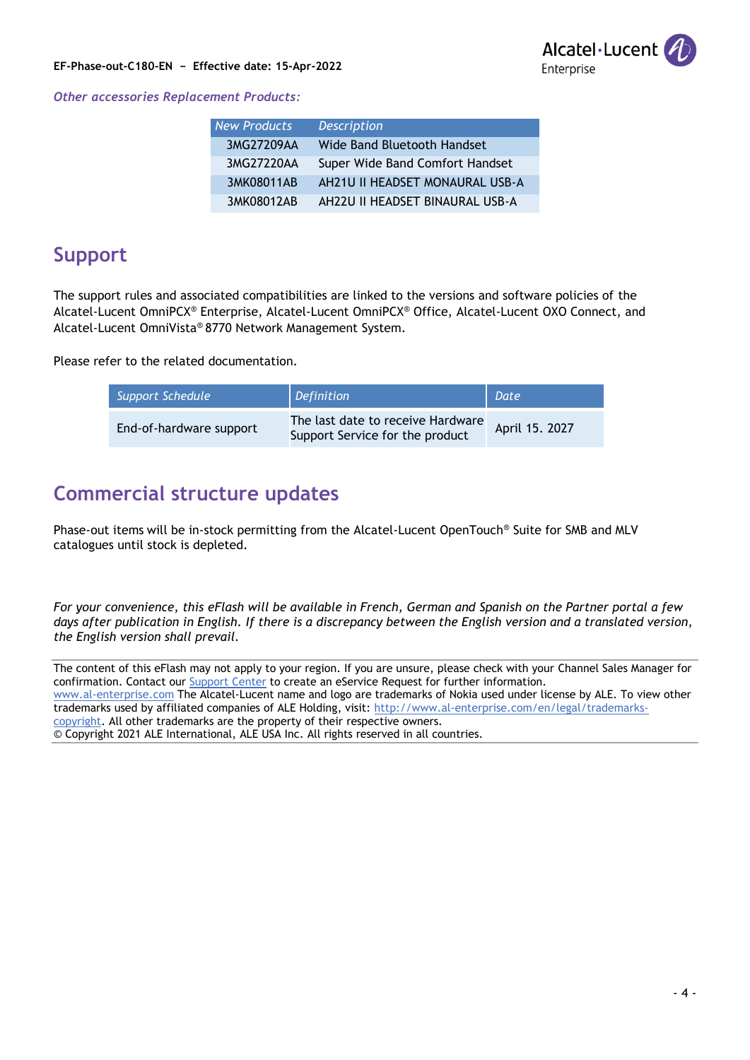*Other accessories Replacement Products:*

| New Products | Description |
|---|---|
| 3MG27209AA | Wide Band Bluetooth Handset |
| 3MG27220AA | Super Wide Band Comfort Handset |
| 3MK08011AB | AH21U II HEADSET MONAURAL USB-A |
| 3MK08012AB | AH22U II HEADSET BINAURAL USB-A |

## Support

The support rules and associated compatibilities are linked to the versions and software policies of the Alcatel-Lucent OmniPCX® Enterprise, Alcatel-Lucent OmniPCX® Office, Alcatel-Lucent OXO Connect, and Alcatel-Lucent OmniVista® 8770 Network Management System.

Please refer to the related documentation.

| Support Schedule | Definition | Date |
|---|---|---|
| End-of-hardware support | The last date to receive Hardware Support Service for the product | April 15. 2027 |

## Commercial structure updates

Phase-out items will be in-stock permitting from the Alcatel-Lucent OpenTouch® Suite for SMB and MLV catalogues until stock is depleted.

*For your convenience, this eFlash will be available in French, German and Spanish on the Partner portal a few days after publication in English. If there is a discrepancy between the English version and a translated version, the English version shall prevail.*

The content of this eFlash may not apply to your region. If you are unsure, please check with your Channel Sales Manager for confirmation. Contact our Support Center to create an eService Request for further information.
www.al-enterprise.com The Alcatel-Lucent name and logo are trademarks of Nokia used under license by ALE. To view other trademarks used by affiliated companies of ALE Holding, visit: http://www.al-enterprise.com/en/legal/trademarks-copyright. All other trademarks are the property of their respective owners.
© Copyright 2021 ALE International, ALE USA Inc. All rights reserved in all countries.